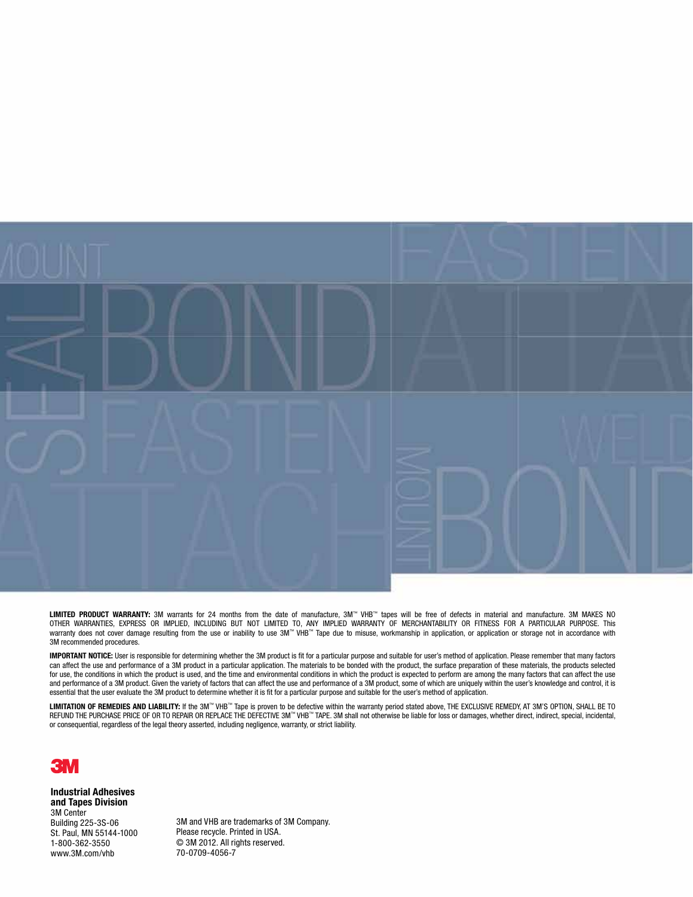**LIMITED PRODUCT WARRANTY:** 3M warrants for 24 months from the date of manufacture, 3M™ VHB™ tapes will be free of defects in material and manufacture. 3M MAKES NO OTHER WARRANTIES, EXPRESS OR IMPLIED, INCLUDING BUT NOT LIMITED TO, ANY IMPLIED WARRANTY OF MERCHANTABILITY OR FITNESS FOR A PARTICULAR PURPOSE. This warranty does not cover damage resulting from the use or inability to use 3M™ VHB™ Tape due to misuse, workmanship in application, or application or storage not in accordance with 3M recommended procedures.

**IMPORTANT NOTICE:** User is responsible for determining whether the 3M product is fit for a particular purpose and suitable for user's method of application. Please remember that many factors can affect the use and performance of a 3M product in a particular application. The materials to be bonded with the product, the surface preparation of these materials, the products selected for use, the conditions in which the product is used, and the time and environmental conditions in which the product is expected to perform are among the many factors that can affect the use and performance of a 3M product. Given the variety of factors that can affect the use and performance of a 3M product, some of which are uniquely within the user's knowledge and control, it is essential that the user evaluate the 3M product to determine whether it is fit for a particular purpose and suitable for the user's method of application.

**LIMITATION OF REMEDIES AND LIABILITY:** If the 3M™ VHB™ Tape is proven to be defective within the warranty period stated above, THE EXCLUSIVE REMEDY, AT 3M'S OPTION, SHALL BE TO REFUND THE PURCHASE PRICE OF OR TO REPAIR OR REPLACE THE DEFECTIVE 3M™ VHB™ TAPE. 3M shall not otherwise be liable for loss or damages, whether direct, indirect, special, incidental, or consequential, regardless of the legal theory asserted, including negligence, warranty, or strict liability.

**3M**

**Industrial Adhesives and Tapes Division**
3M Center
Building 225-3S-06
St. Paul, MN 55144-1000
1-800-362-3550
www.3M.com/vhb

3M and VHB are trademarks of 3M Company.
Please recycle. Printed in USA.
© 3M 2012. All rights reserved.
70-0709-4056-7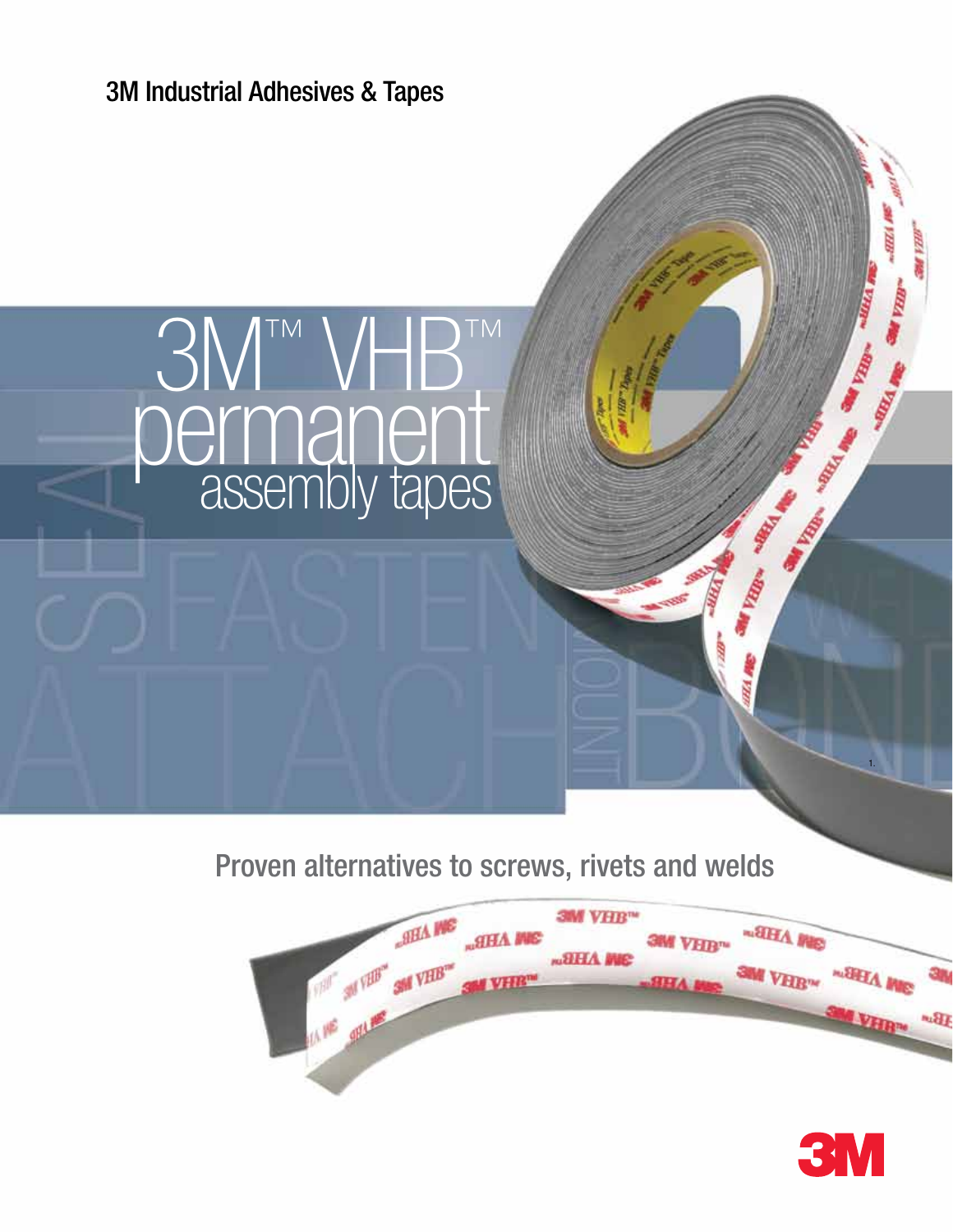3M Industrial Adhesives & Tapes

# 3M™ VHB™ permanent assembly tapes

## Proven alternatives to screws, rivets and welds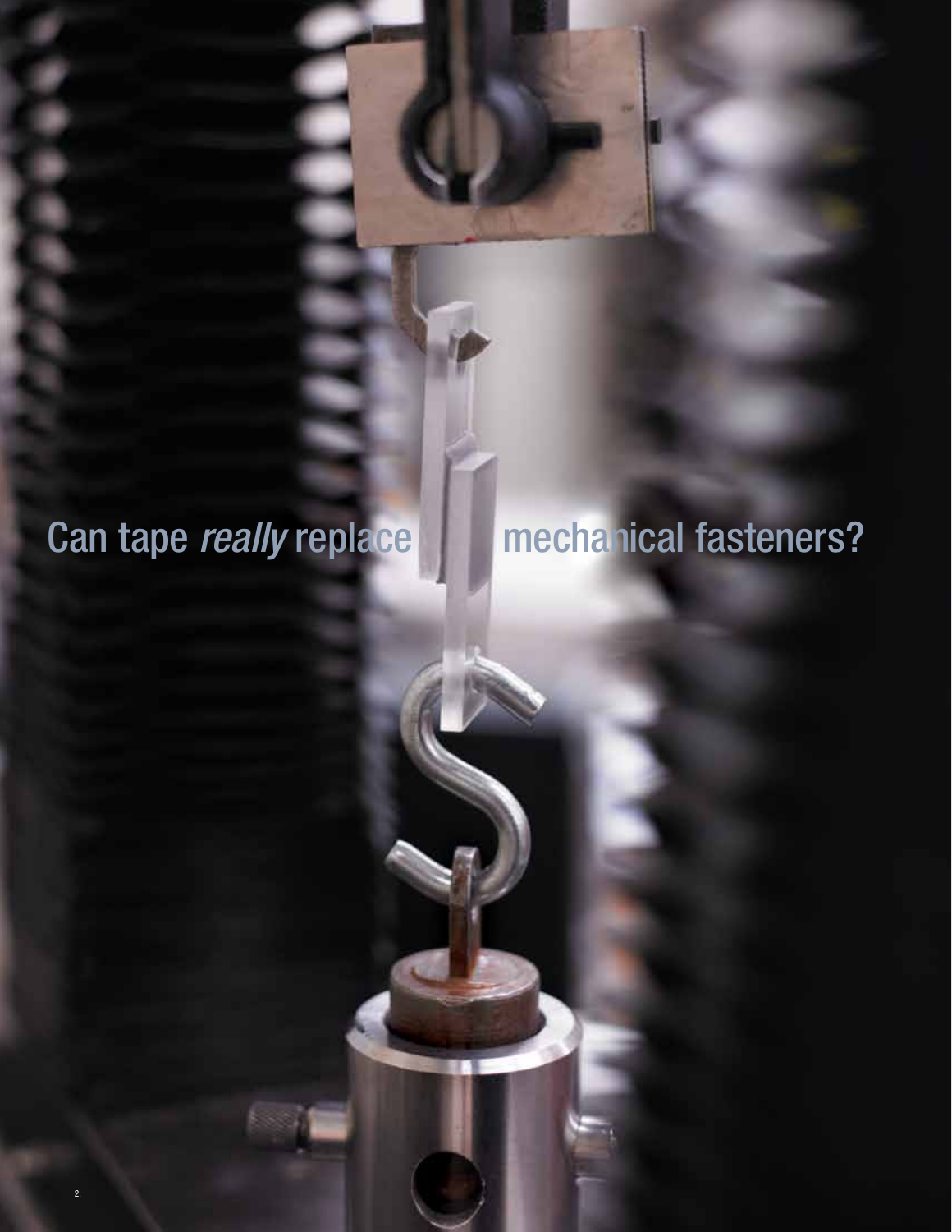Can tape *really* replace mechanical fasteners?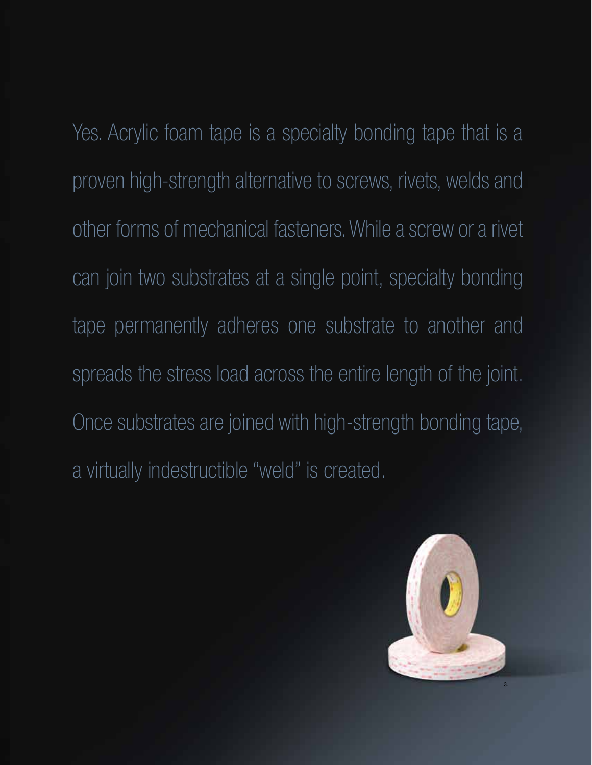Yes. Acrylic foam tape is a specialty bonding tape that is a proven high-strength alternative to screws, rivets, welds and other forms of mechanical fasteners. While a screw or a rivet can join two substrates at a single point, specialty bonding tape permanently adheres one substrate to another and spreads the stress load across the entire length of the joint. Once substrates are joined with high-strength bonding tape, a virtually indestructible "weld" is created.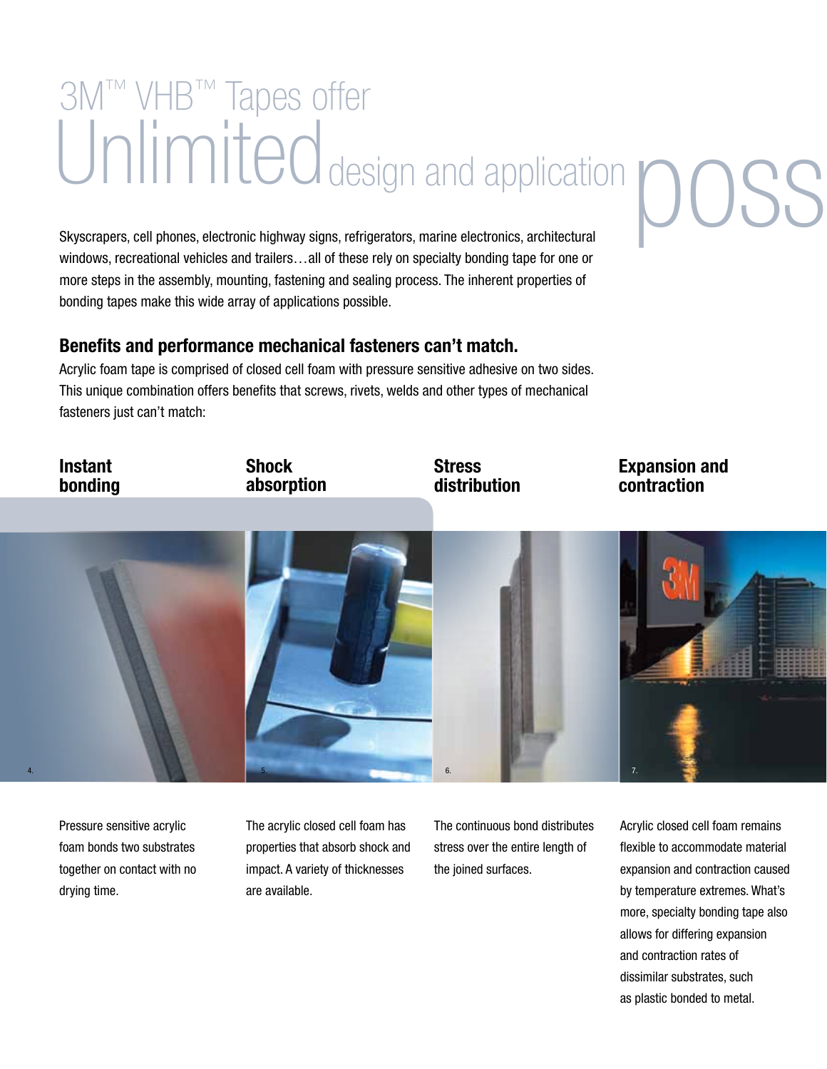# 3M™ VHB™ Tapes offer Unlimited design and application poss

Skyscrapers, cell phones, electronic highway signs, refrigerators, marine electronics, architectural windows, recreational vehicles and trailers…all of these rely on specialty bonding tape for one or more steps in the assembly, mounting, fastening and sealing process. The inherent properties of bonding tapes make this wide array of applications possible.

## Benefits and performance mechanical fasteners can't match.

Acrylic foam tape is comprised of closed cell foam with pressure sensitive adhesive on two sides. This unique combination offers benefits that screws, rivets, welds and other types of mechanical fasteners just can't match:

### Instant bonding

Pressure sensitive acrylic foam bonds two substrates together on contact with no drying time.

### Shock absorption

The acrylic closed cell foam has properties that absorb shock and impact. A variety of thicknesses are available.

### Stress distribution

The continuous bond distributes stress over the entire length of the joined surfaces.

### Expansion and contraction

Acrylic closed cell foam remains flexible to accommodate material expansion and contraction caused by temperature extremes. What's more, specialty bonding tape also allows for differing expansion and contraction rates of dissimilar substrates, such as plastic bonded to metal.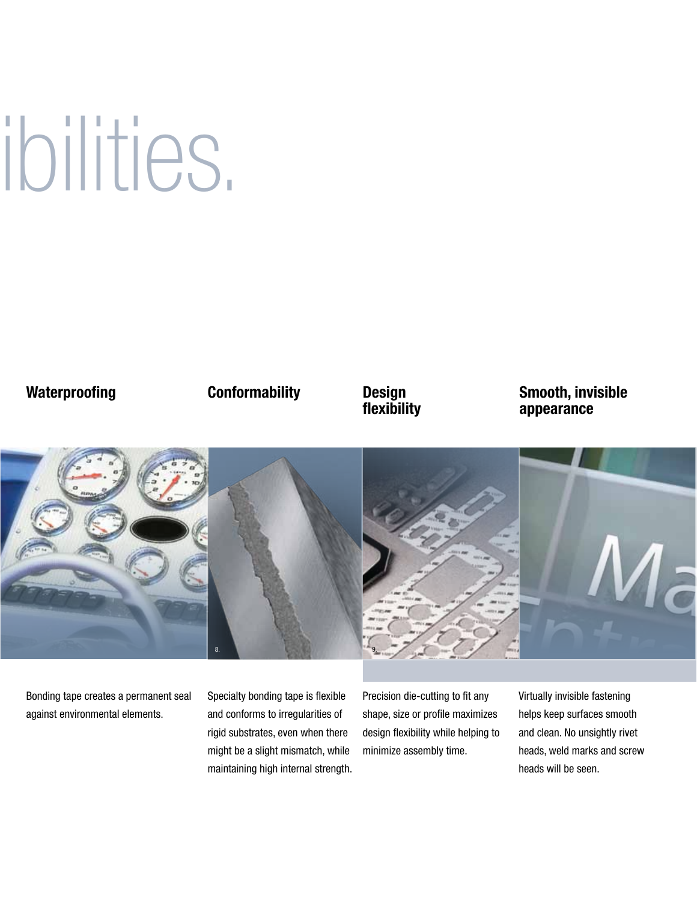ibilities.

### Waterproofing

Bonding tape creates a permanent seal against environmental elements.

### Conformability

Specialty bonding tape is flexible and conforms to irregularities of rigid substrates, even when there might be a slight mismatch, while maintaining high internal strength.

### Design flexibility

Precision die-cutting to fit any shape, size or profile maximizes design flexibility while helping to minimize assembly time.

### Smooth, invisible appearance

Virtually invisible fastening helps keep surfaces smooth and clean. No unsightly rivet heads, weld marks and screw heads will be seen.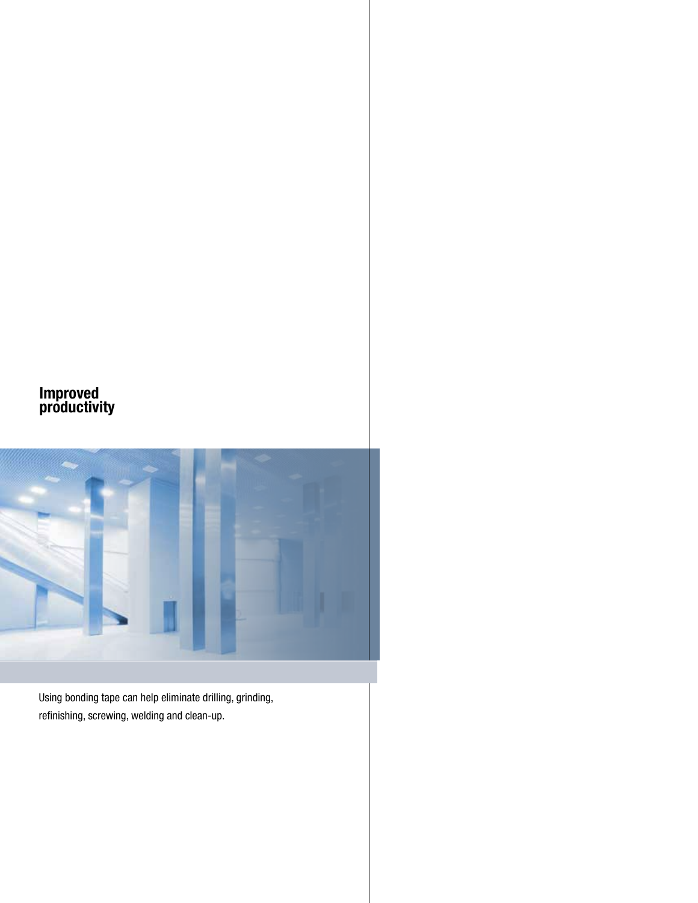## Improved productivity

Using bonding tape can help eliminate drilling, grinding, refinishing, screwing, welding and clean-up.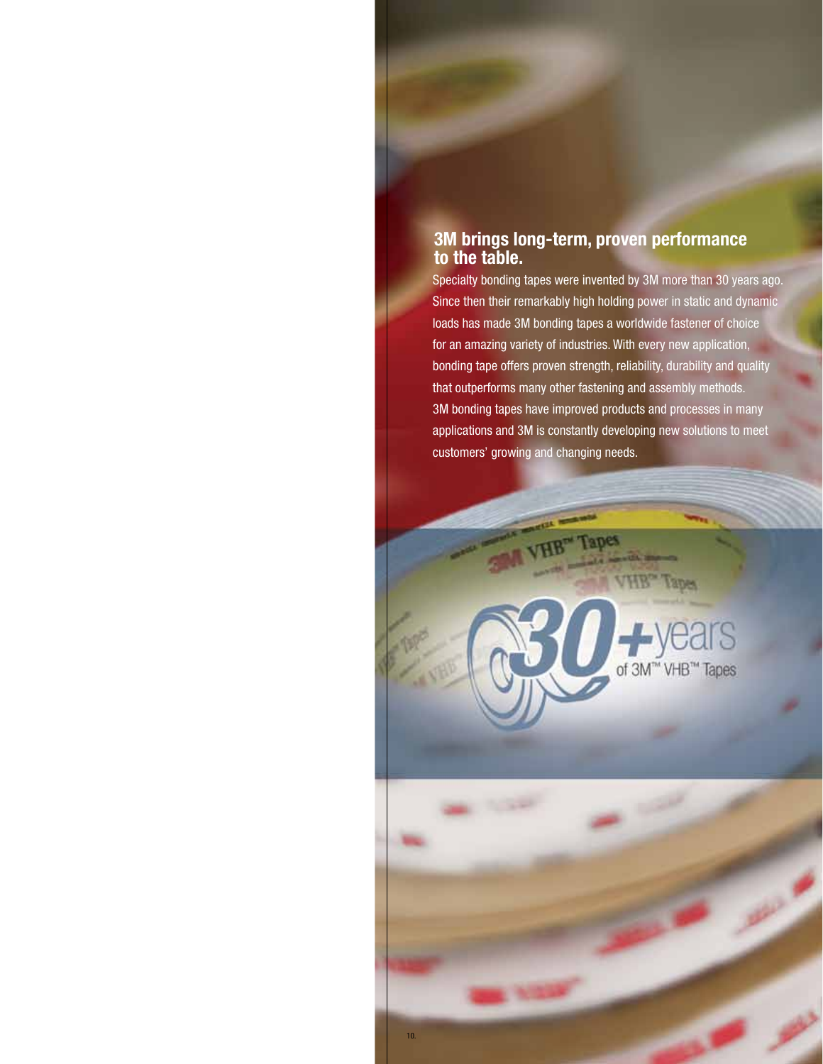## 3M brings long-term, proven performance to the table.

Specialty bonding tapes were invented by 3M more than 30 years ago. Since then their remarkably high holding power in static and dynamic loads has made 3M bonding tapes a worldwide fastener of choice for an amazing variety of industries. With every new application, bonding tape offers proven strength, reliability, durability and quality that outperforms many other fastening and assembly methods. 3M bonding tapes have improved products and processes in many applications and 3M is constantly developing new solutions to meet customers' growing and changing needs.

30+ years of 3M™ VHB™ Tapes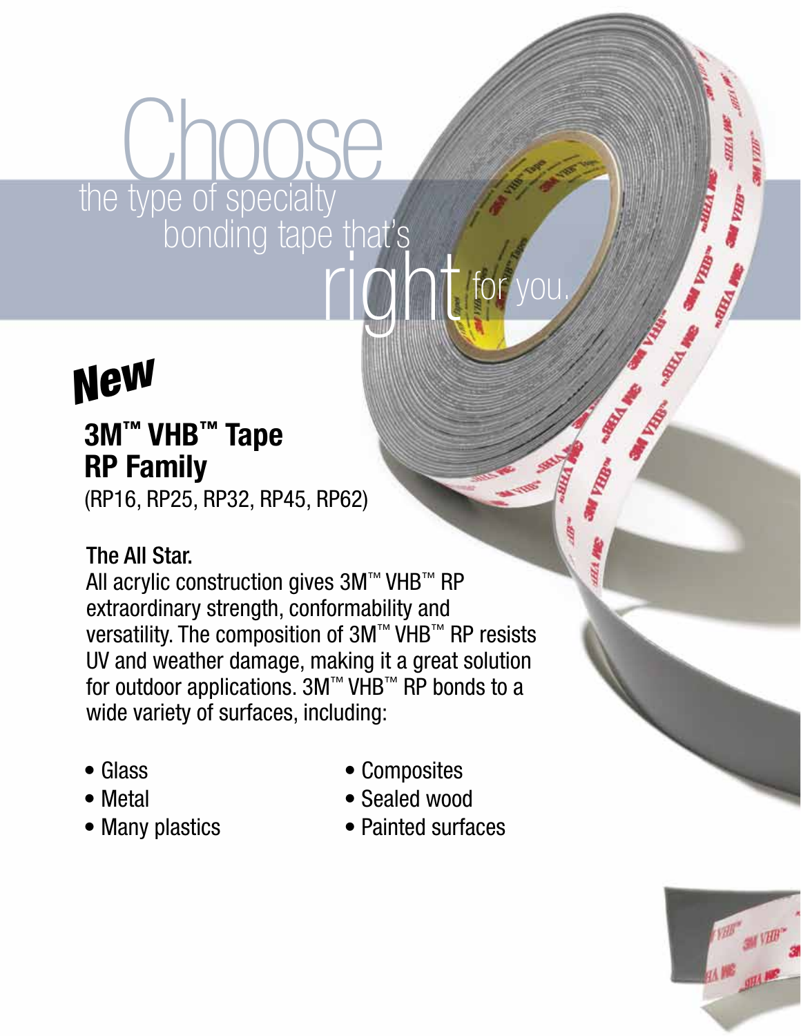# Choose the type of specialty bonding tape that's right for you.

*New*

## 3M™ VHB™ Tape RP Family

(RP16, RP25, RP32, RP45, RP62)

**The All Star.**

All acrylic construction gives 3M™ VHB™ RP extraordinary strength, conformability and versatility. The composition of 3M™ VHB™ RP resists UV and weather damage, making it a great solution for outdoor applications. 3M™ VHB™ RP bonds to a wide variety of surfaces, including:

- Glass
- Metal
- Many plastics
- Composites
- Sealed wood
- Painted surfaces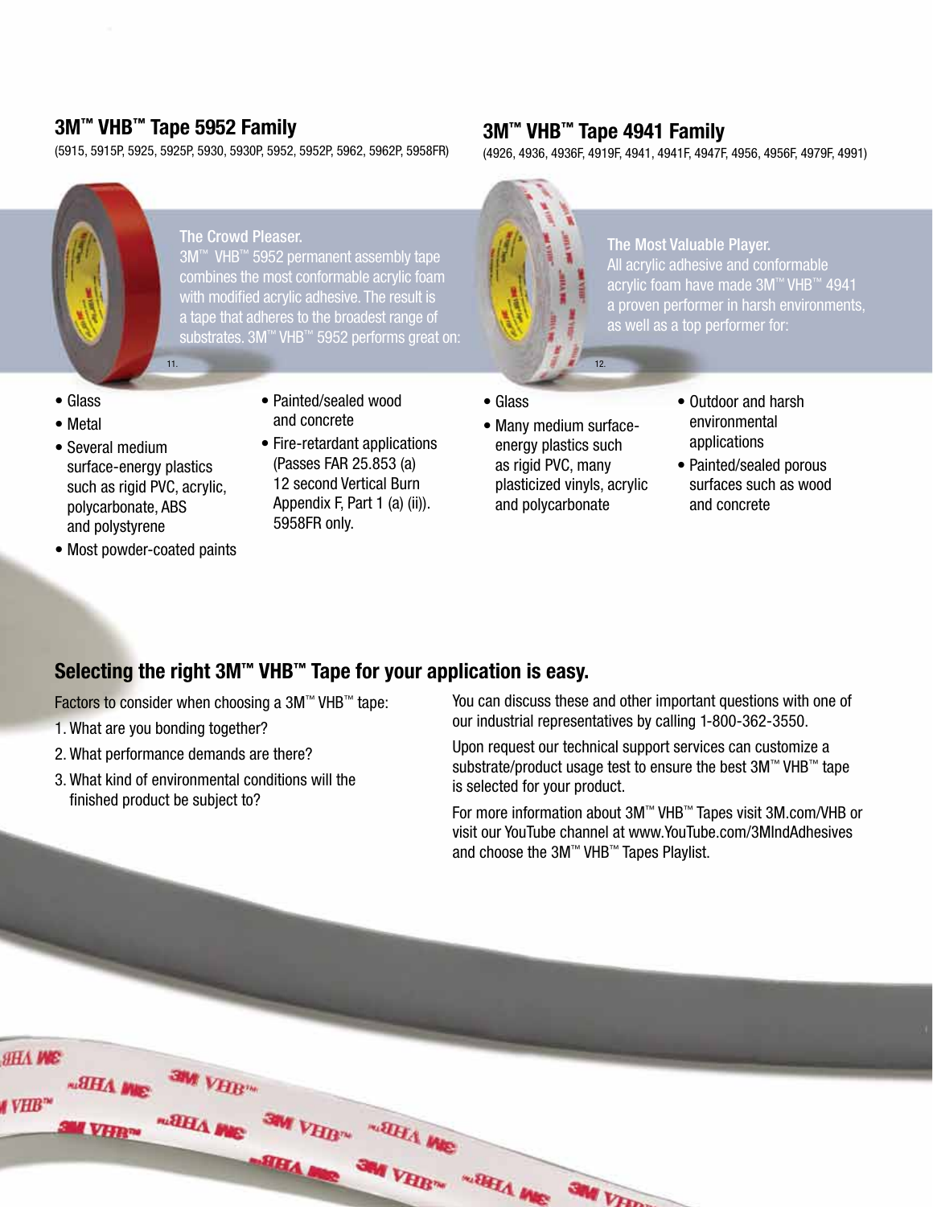## 3M™ VHB™ Tape 5952 Family

(5915, 5915P, 5925, 5925P, 5930, 5930P, 5952, 5952P, 5962, 5962P, 5958FR)

The Crowd Pleaser.
3M™ VHB™ 5952 permanent assembly tape combines the most conformable acrylic foam with modified acrylic adhesive. The result is a tape that adheres to the broadest range of substrates. 3M™ VHB™ 5952 performs great on:

11.

- Glass
- Metal
- Several medium surface-energy plastics such as rigid PVC, acrylic, polycarbonate, ABS and polystyrene
- Most powder-coated paints
- Painted/sealed wood and concrete
- Fire-retardant applications (Passes FAR 25.853 (a) 12 second Vertical Burn Appendix F, Part 1 (a) (ii)). 5958FR only.

## 3M™ VHB™ Tape 4941 Family

(4926, 4936, 4936F, 4919F, 4941, 4941F, 4947F, 4956, 4956F, 4979F, 4991)

The Most Valuable Player.
All acrylic adhesive and conformable acrylic foam have made 3M™ VHB™ 4941 a proven performer in harsh environments, as well as a top performer for:

12.

- Glass
- Many medium surface-energy plastics such as rigid PVC, many plasticized vinyls, acrylic and polycarbonate
- Outdoor and harsh environmental applications
- Painted/sealed porous surfaces such as wood and concrete

## Selecting the right 3M™ VHB™ Tape for your application is easy.

Factors to consider when choosing a 3M™ VHB™ tape:

1. What are you bonding together?
2. What performance demands are there?
3. What kind of environmental conditions will the finished product be subject to?

You can discuss these and other important questions with one of our industrial representatives by calling 1-800-362-3550.

Upon request our technical support services can customize a substrate/product usage test to ensure the best 3M™ VHB™ tape is selected for your product.

For more information about 3M™ VHB™ Tapes visit 3M.com/VHB or visit our YouTube channel at www.YouTube.com/3MIndAdhesives and choose the 3M™ VHB™ Tapes Playlist.